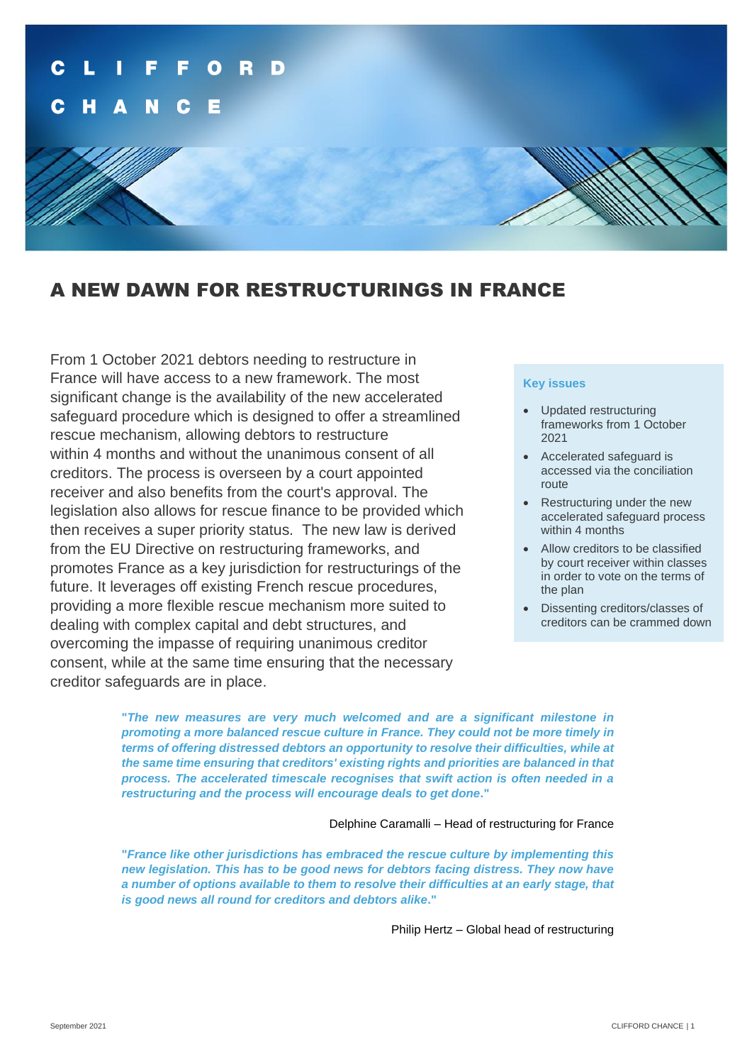CLIFFORD CHANCE

# A NEW DAWN FOR RESTRUCTURINGS IN FRANCE

From 1 October 2021 debtors needing to restructure in France will have access to a new framework. The most significant change is the availability of the new accelerated safeguard procedure which is designed to offer a streamlined rescue mechanism, allowing debtors to restructure within 4 months and without the unanimous consent of all creditors. The process is overseen by a court appointed receiver and also benefits from the court's approval. The legislation also allows for rescue finance to be provided which then receives a super priority status. The new law is derived from the EU Directive on restructuring frameworks, and promotes France as a key jurisdiction for restructurings of the future. It leverages off existing French rescue procedures, providing a more flexible rescue mechanism more suited to dealing with complex capital and debt structures, and overcoming the impasse of requiring unanimous creditor consent, while at the same time ensuring that the necessary creditor safeguards are in place.

**Key issues**

- Updated restructuring frameworks from 1 October 2021
- Accelerated safeguard is accessed via the conciliation route
- Restructuring under the new accelerated safeguard process within 4 months
- Allow creditors to be classified by court receiver within classes in order to vote on the terms of the plan
- Dissenting creditors/classes of creditors can be crammed down

***"The new measures are very much welcomed and are a significant milestone in promoting a more balanced rescue culture in France. They could not be more timely in terms of offering distressed debtors an opportunity to resolve their difficulties, while at the same time ensuring that creditors' existing rights and priorities are balanced in that process. The accelerated timescale recognises that swift action is often needed in a restructuring and the process will encourage deals to get done."***

Delphine Caramalli – Head of restructuring for France

***"France like other jurisdictions has embraced the rescue culture by implementing this new legislation. This has to be good news for debtors facing distress. They now have a number of options available to them to resolve their difficulties at an early stage, that is good news all round for creditors and debtors alike."***

Philip Hertz – Global head of restructuring

September 2021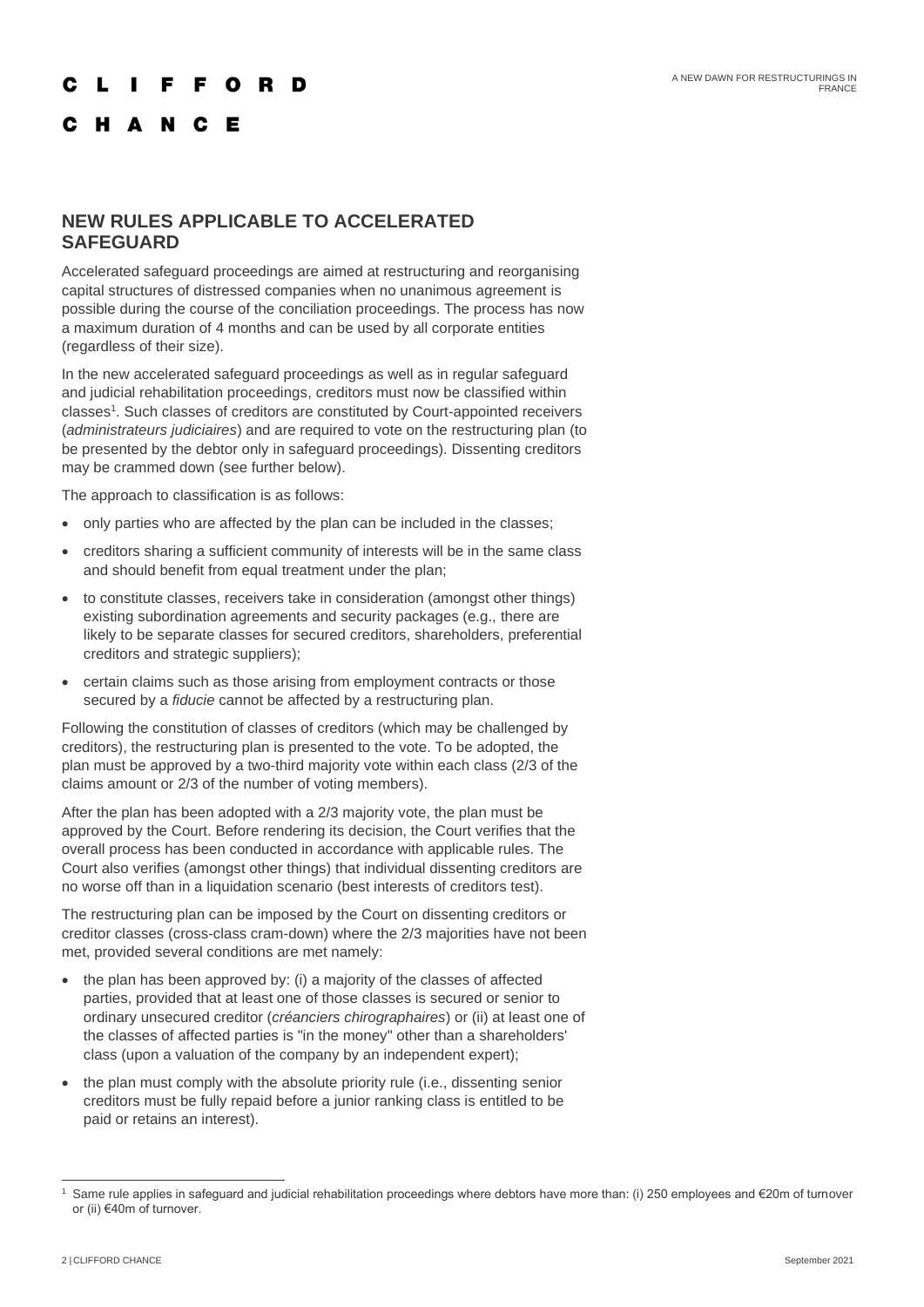## NEW RULES APPLICABLE TO ACCELERATED SAFEGUARD

Accelerated safeguard proceedings are aimed at restructuring and reorganising capital structures of distressed companies when no unanimous agreement is possible during the course of the conciliation proceedings. The process has now a maximum duration of 4 months and can be used by all corporate entities (regardless of their size).

In the new accelerated safeguard proceedings as well as in regular safeguard and judicial rehabilitation proceedings, creditors must now be classified within classes[1]. Such classes of creditors are constituted by Court-appointed receivers (*administrateurs judiciaires*) and are required to vote on the restructuring plan (to be presented by the debtor only in safeguard proceedings). Dissenting creditors may be crammed down (see further below).

The approach to classification is as follows:

- only parties who are affected by the plan can be included in the classes;
- creditors sharing a sufficient community of interests will be in the same class and should benefit from equal treatment under the plan;
- to constitute classes, receivers take in consideration (amongst other things) existing subordination agreements and security packages (e.g., there are likely to be separate classes for secured creditors, shareholders, preferential creditors and strategic suppliers);
- certain claims such as those arising from employment contracts or those secured by a *fiducie* cannot be affected by a restructuring plan.

Following the constitution of classes of creditors (which may be challenged by creditors), the restructuring plan is presented to the vote. To be adopted, the plan must be approved by a two-third majority vote within each class (2/3 of the claims amount or 2/3 of the number of voting members).

After the plan has been adopted with a 2/3 majority vote, the plan must be approved by the Court. Before rendering its decision, the Court verifies that the overall process has been conducted in accordance with applicable rules. The Court also verifies (amongst other things) that individual dissenting creditors are no worse off than in a liquidation scenario (best interests of creditors test).

The restructuring plan can be imposed by the Court on dissenting creditors or creditor classes (cross-class cram-down) where the 2/3 majorities have not been met, provided several conditions are met namely:

- the plan has been approved by: (i) a majority of the classes of affected parties, provided that at least one of those classes is secured or senior to ordinary unsecured creditor (*créanciers chirographaires*) or (ii) at least one of the classes of affected parties is "in the money" other than a shareholders' class (upon a valuation of the company by an independent expert);
- the plan must comply with the absolute priority rule (i.e., dissenting senior creditors must be fully repaid before a junior ranking class is entitled to be paid or retains an interest).

[1] Same rule applies in safeguard and judicial rehabilitation proceedings where debtors have more than: (i) 250 employees and €20m of turnover or (ii) €40m of turnover.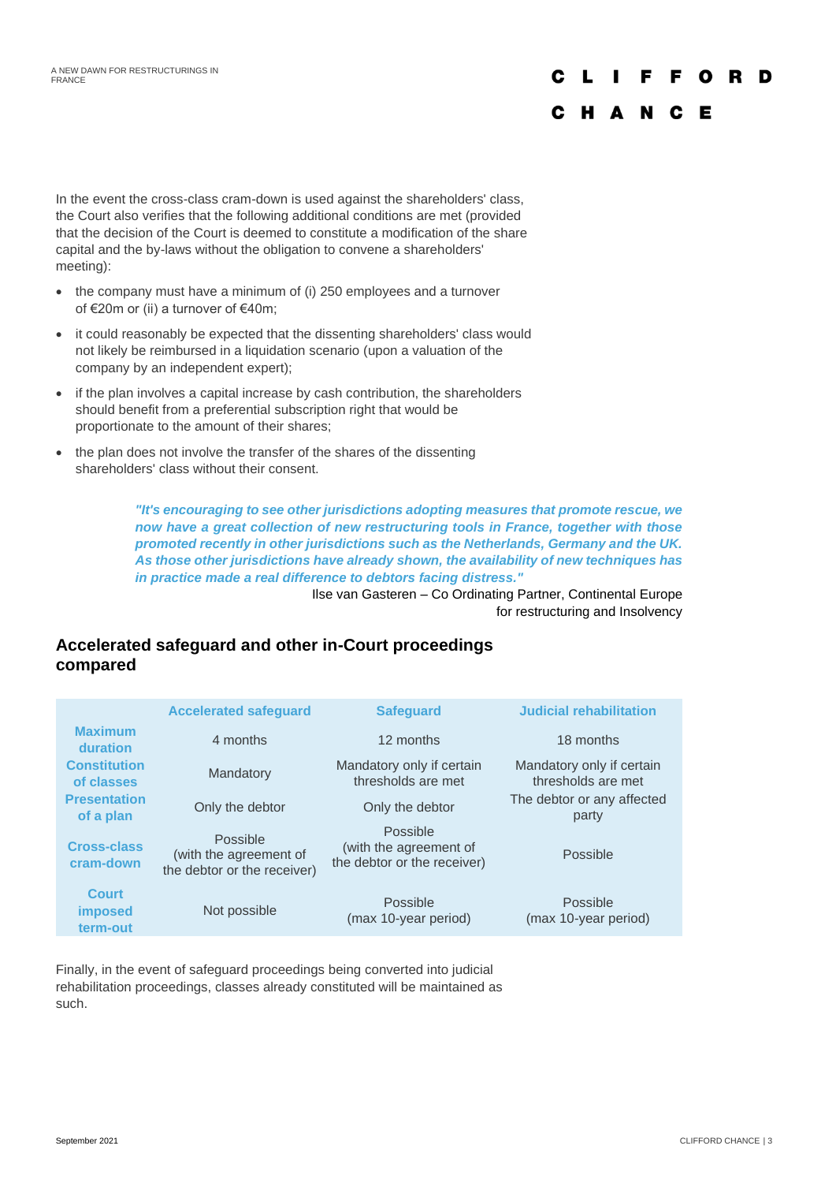In the event the cross-class cram-down is used against the shareholders' class, the Court also verifies that the following additional conditions are met (provided that the decision of the Court is deemed to constitute a modification of the share capital and the by-laws without the obligation to convene a shareholders' meeting):

- the company must have a minimum of (i) 250 employees and a turnover of €20m or (ii) a turnover of €40m;
- it could reasonably be expected that the dissenting shareholders' class would not likely be reimbursed in a liquidation scenario (upon a valuation of the company by an independent expert);
- if the plan involves a capital increase by cash contribution, the shareholders should benefit from a preferential subscription right that would be proportionate to the amount of their shares;
- the plan does not involve the transfer of the shares of the dissenting shareholders' class without their consent.

> ***"It's encouraging to see other jurisdictions adopting measures that promote rescue, we now have a great collection of new restructuring tools in France, together with those promoted recently in other jurisdictions such as the Netherlands, Germany and the UK. As those other jurisdictions have already shown, the availability of new techniques has in practice made a real difference to debtors facing distress."***
>
> Ilse van Gasteren – Co Ordinating Partner, Continental Europe for restructuring and Insolvency

## Accelerated safeguard and other in-Court proceedings compared

| | Accelerated safeguard | Safeguard | Judicial rehabilitation |
|---|---|---|---|
| **Maximum duration** | 4 months | 12 months | 18 months |
| **Constitution of classes** | Mandatory | Mandatory only if certain thresholds are met | Mandatory only if certain thresholds are met |
| **Presentation of a plan** | Only the debtor | Only the debtor | The debtor or any affected party |
| **Cross-class cram-down** | Possible (with the agreement of the debtor or the receiver) | Possible (with the agreement of the debtor or the receiver) | Possible |
| **Court imposed term-out** | Not possible | Possible (max 10-year period) | Possible (max 10-year period) |

Finally, in the event of safeguard proceedings being converted into judicial rehabilitation proceedings, classes already constituted will be maintained as such.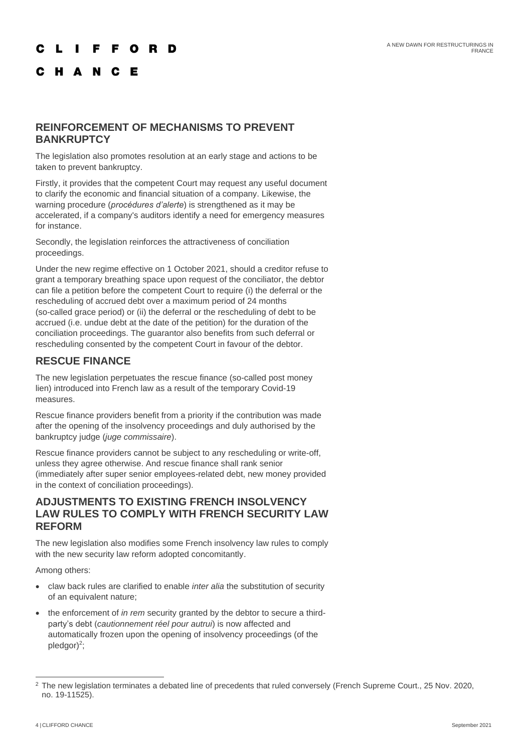## REINFORCEMENT OF MECHANISMS TO PREVENT BANKRUPTCY

The legislation also promotes resolution at an early stage and actions to be taken to prevent bankruptcy.

Firstly, it provides that the competent Court may request any useful document to clarify the economic and financial situation of a company. Likewise, the warning procedure (*procédures d'alerte*) is strengthened as it may be accelerated, if a company's auditors identify a need for emergency measures for instance.

Secondly, the legislation reinforces the attractiveness of conciliation proceedings.

Under the new regime effective on 1 October 2021, should a creditor refuse to grant a temporary breathing space upon request of the conciliator, the debtor can file a petition before the competent Court to require (i) the deferral or the rescheduling of accrued debt over a maximum period of 24 months (so-called grace period) or (ii) the deferral or the rescheduling of debt to be accrued (i.e. undue debt at the date of the petition) for the duration of the conciliation proceedings. The guarantor also benefits from such deferral or rescheduling consented by the competent Court in favour of the debtor.

## RESCUE FINANCE

The new legislation perpetuates the rescue finance (so-called post money lien) introduced into French law as a result of the temporary Covid-19 measures.

Rescue finance providers benefit from a priority if the contribution was made after the opening of the insolvency proceedings and duly authorised by the bankruptcy judge (*juge commissaire*).

Rescue finance providers cannot be subject to any rescheduling or write-off, unless they agree otherwise. And rescue finance shall rank senior (immediately after super senior employees-related debt, new money provided in the context of conciliation proceedings).

## ADJUSTMENTS TO EXISTING FRENCH INSOLVENCY LAW RULES TO COMPLY WITH FRENCH SECURITY LAW REFORM

The new legislation also modifies some French insolvency law rules to comply with the new security law reform adopted concomitantly.

Among others:

- claw back rules are clarified to enable *inter alia* the substitution of security of an equivalent nature;
- the enforcement of *in rem* security granted by the debtor to secure a third-party's debt (*cautionnement réel pour autrui*) is now affected and automatically frozen upon the opening of insolvency proceedings (of the pledgor)[2];

[2] The new legislation terminates a debated line of precedents that ruled conversely (French Supreme Court., 25 Nov. 2020, no. 19-11525).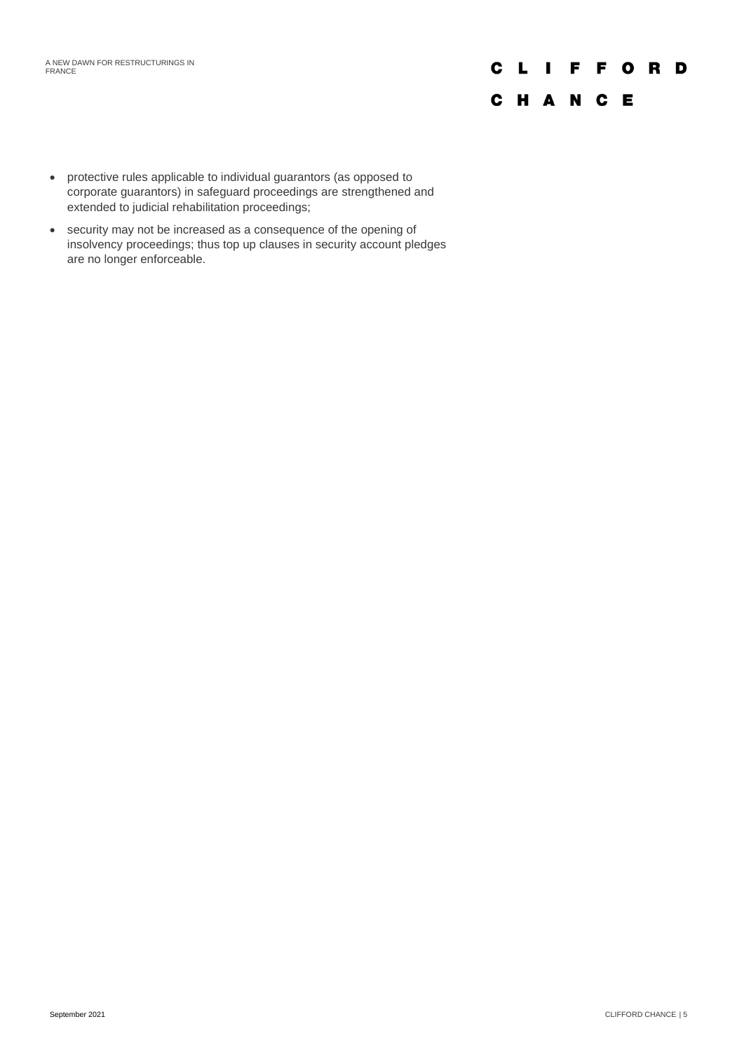- protective rules applicable to individual guarantors (as opposed to corporate guarantors) in safeguard proceedings are strengthened and extended to judicial rehabilitation proceedings;
- security may not be increased as a consequence of the opening of insolvency proceedings; thus top up clauses in security account pledges are no longer enforceable.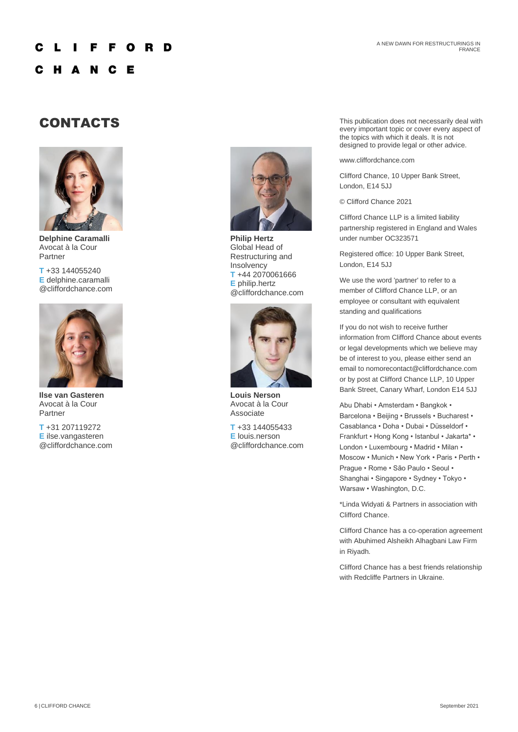# CONTACTS

**Delphine Caramalli**
Avocat à la Cour
Partner

**T** +33 144055240
**E** delphine.caramalli@cliffordchance.com

**Philip Hertz**
Global Head of Restructuring and Insolvency
**T** +44 2070061666
**E** philip.hertz@cliffordchance.com

**Ilse van Gasteren**
Avocat à la Cour
Partner

**T** +31 207119272
**E** ilse.vangasteren@cliffordchance.com

**Louis Nerson**
Avocat à la Cour
Associate

**T** +33 144055433
**E** louis.nerson@cliffordchance.com

This publication does not necessarily deal with every important topic or cover every aspect of the topics with which it deals. It is not designed to provide legal or other advice.

www.cliffordchance.com

Clifford Chance, 10 Upper Bank Street, London, E14 5JJ

© Clifford Chance 2021

Clifford Chance LLP is a limited liability partnership registered in England and Wales under number OC323571

Registered office: 10 Upper Bank Street, London, E14 5JJ

We use the word 'partner' to refer to a member of Clifford Chance LLP, or an employee or consultant with equivalent standing and qualifications

If you do not wish to receive further information from Clifford Chance about events or legal developments which we believe may be of interest to you, please either send an email to nomorecontact@cliffordchance.com or by post at Clifford Chance LLP, 10 Upper Bank Street, Canary Wharf, London E14 5JJ

Abu Dhabi • Amsterdam • Bangkok • Barcelona • Beijing • Brussels • Bucharest • Casablanca • Doha • Dubai • Düsseldorf • Frankfurt • Hong Kong • Istanbul • Jakarta* • London • Luxembourg • Madrid • Milan • Moscow • Munich • New York • Paris • Perth • Prague • Rome • São Paulo • Seoul • Shanghai • Singapore • Sydney • Tokyo • Warsaw • Washington, D.C.

*Linda Widyati & Partners in association with Clifford Chance.

Clifford Chance has a co-operation agreement with Abuhimed Alsheikh Alhagbani Law Firm in Riyadh.

Clifford Chance has a best friends relationship with Redcliffe Partners in Ukraine.